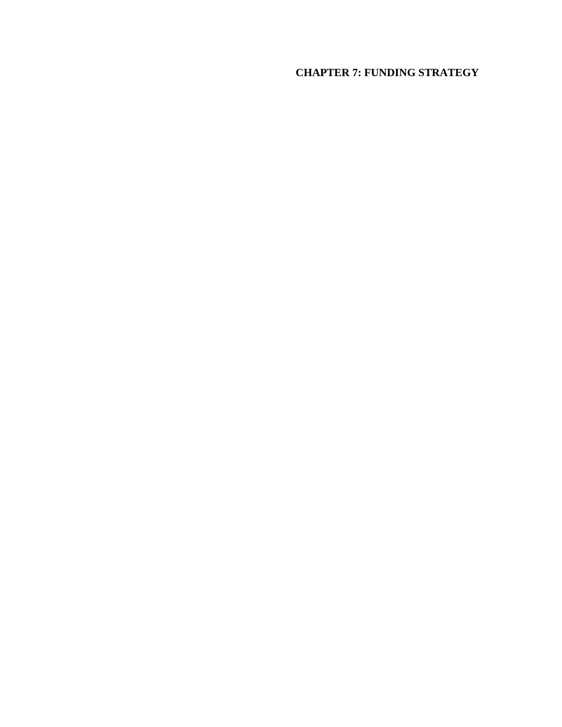# CHAPTER 7: FUNDING STRATEGY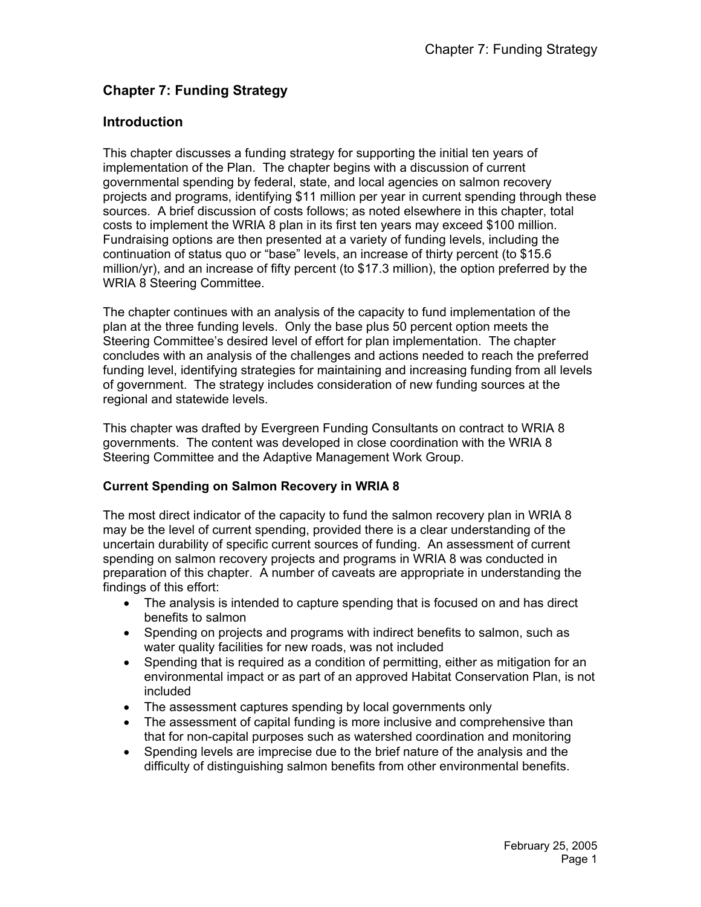# Chapter 7: Funding Strategy

## Introduction

This chapter discusses a funding strategy for supporting the initial ten years of implementation of the Plan. The chapter begins with a discussion of current governmental spending by federal, state, and local agencies on salmon recovery projects and programs, identifying $11 million per year in current spending through these sources. A brief discussion of costs follows; as noted elsewhere in this chapter, total costs to implement the WRIA 8 plan in its first ten years may exceed $100 million. Fundraising options are then presented at a variety of funding levels, including the continuation of status quo or "base" levels, an increase of thirty percent (to $15.6 million/yr), and an increase of fifty percent (to $17.3 million), the option preferred by the WRIA 8 Steering Committee.

The chapter continues with an analysis of the capacity to fund implementation of the plan at the three funding levels. Only the base plus 50 percent option meets the Steering Committee's desired level of effort for plan implementation. The chapter concludes with an analysis of the challenges and actions needed to reach the preferred funding level, identifying strategies for maintaining and increasing funding from all levels of government. The strategy includes consideration of new funding sources at the regional and statewide levels.

This chapter was drafted by Evergreen Funding Consultants on contract to WRIA 8 governments. The content was developed in close coordination with the WRIA 8 Steering Committee and the Adaptive Management Work Group.

### Current Spending on Salmon Recovery in WRIA 8

The most direct indicator of the capacity to fund the salmon recovery plan in WRIA 8 may be the level of current spending, provided there is a clear understanding of the uncertain durability of specific current sources of funding. An assessment of current spending on salmon recovery projects and programs in WRIA 8 was conducted in preparation of this chapter. A number of caveats are appropriate in understanding the findings of this effort:

- The analysis is intended to capture spending that is focused on and has direct benefits to salmon
- Spending on projects and programs with indirect benefits to salmon, such as water quality facilities for new roads, was not included
- Spending that is required as a condition of permitting, either as mitigation for an environmental impact or as part of an approved Habitat Conservation Plan, is not included
- The assessment captures spending by local governments only
- The assessment of capital funding is more inclusive and comprehensive than that for non-capital purposes such as watershed coordination and monitoring
- Spending levels are imprecise due to the brief nature of the analysis and the difficulty of distinguishing salmon benefits from other environmental benefits.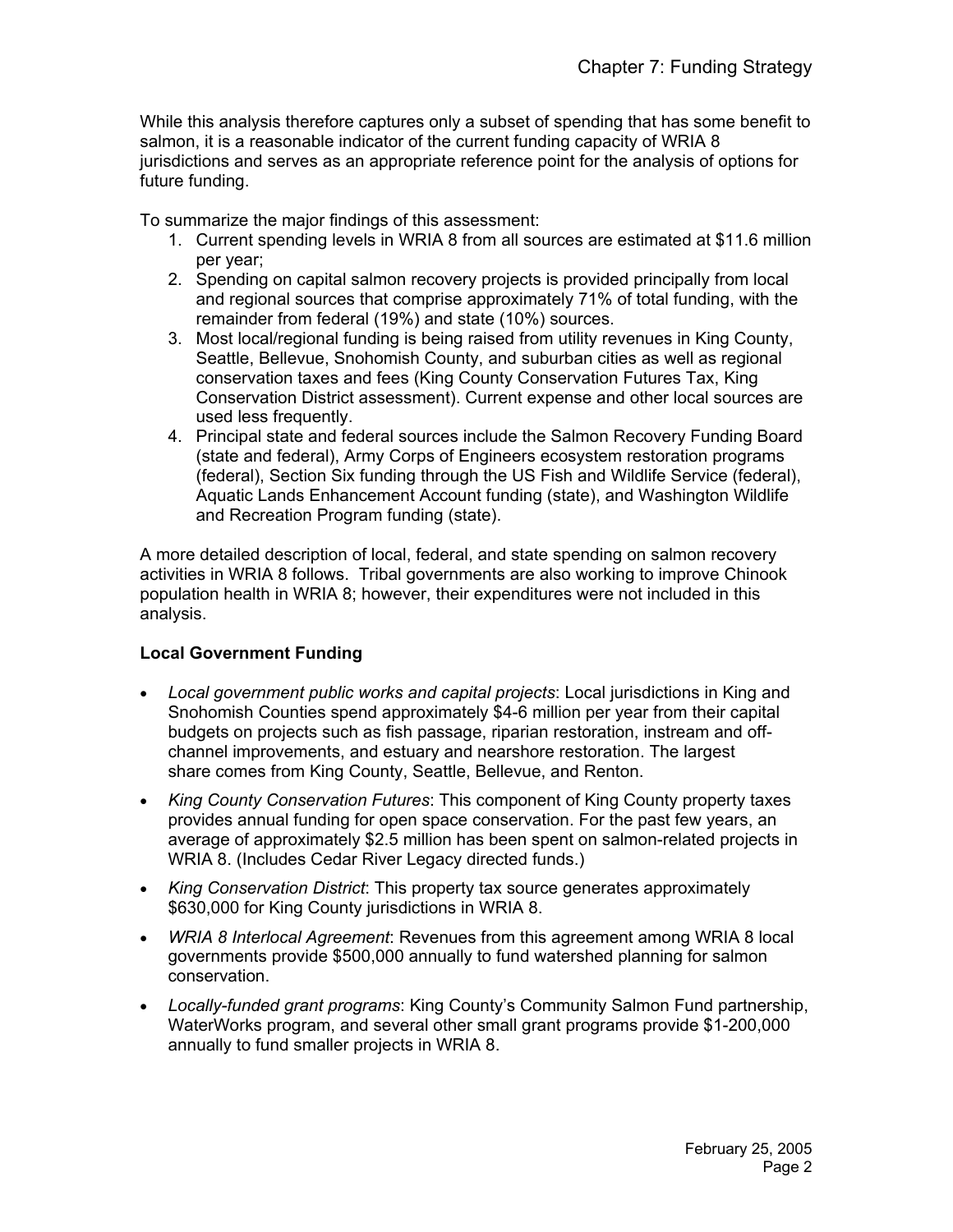While this analysis therefore captures only a subset of spending that has some benefit to salmon, it is a reasonable indicator of the current funding capacity of WRIA 8 jurisdictions and serves as an appropriate reference point for the analysis of options for future funding.

To summarize the major findings of this assessment:

1. Current spending levels in WRIA 8 from all sources are estimated at $11.6 million per year;
2. Spending on capital salmon recovery projects is provided principally from local and regional sources that comprise approximately 71% of total funding, with the remainder from federal (19%) and state (10%) sources.
3. Most local/regional funding is being raised from utility revenues in King County, Seattle, Bellevue, Snohomish County, and suburban cities as well as regional conservation taxes and fees (King County Conservation Futures Tax, King Conservation District assessment). Current expense and other local sources are used less frequently.
4. Principal state and federal sources include the Salmon Recovery Funding Board (state and federal), Army Corps of Engineers ecosystem restoration programs (federal), Section Six funding through the US Fish and Wildlife Service (federal), Aquatic Lands Enhancement Account funding (state), and Washington Wildlife and Recreation Program funding (state).

A more detailed description of local, federal, and state spending on salmon recovery activities in WRIA 8 follows. Tribal governments are also working to improve Chinook population health in WRIA 8; however, their expenditures were not included in this analysis.

**Local Government Funding**

- *Local government public works and capital projects*: Local jurisdictions in King and Snohomish Counties spend approximately $4-6 million per year from their capital budgets on projects such as fish passage, riparian restoration, instream and off-channel improvements, and estuary and nearshore restoration. The largest share comes from King County, Seattle, Bellevue, and Renton.
- *King County Conservation Futures*: This component of King County property taxes provides annual funding for open space conservation. For the past few years, an average of approximately $2.5 million has been spent on salmon-related projects in WRIA 8. (Includes Cedar River Legacy directed funds.)
- *King Conservation District*: This property tax source generates approximately $630,000 for King County jurisdictions in WRIA 8.
- *WRIA 8 Interlocal Agreement*: Revenues from this agreement among WRIA 8 local governments provide $500,000 annually to fund watershed planning for salmon conservation.
- *Locally-funded grant programs*: King County's Community Salmon Fund partnership, WaterWorks program, and several other small grant programs provide $1-200,000 annually to fund smaller projects in WRIA 8.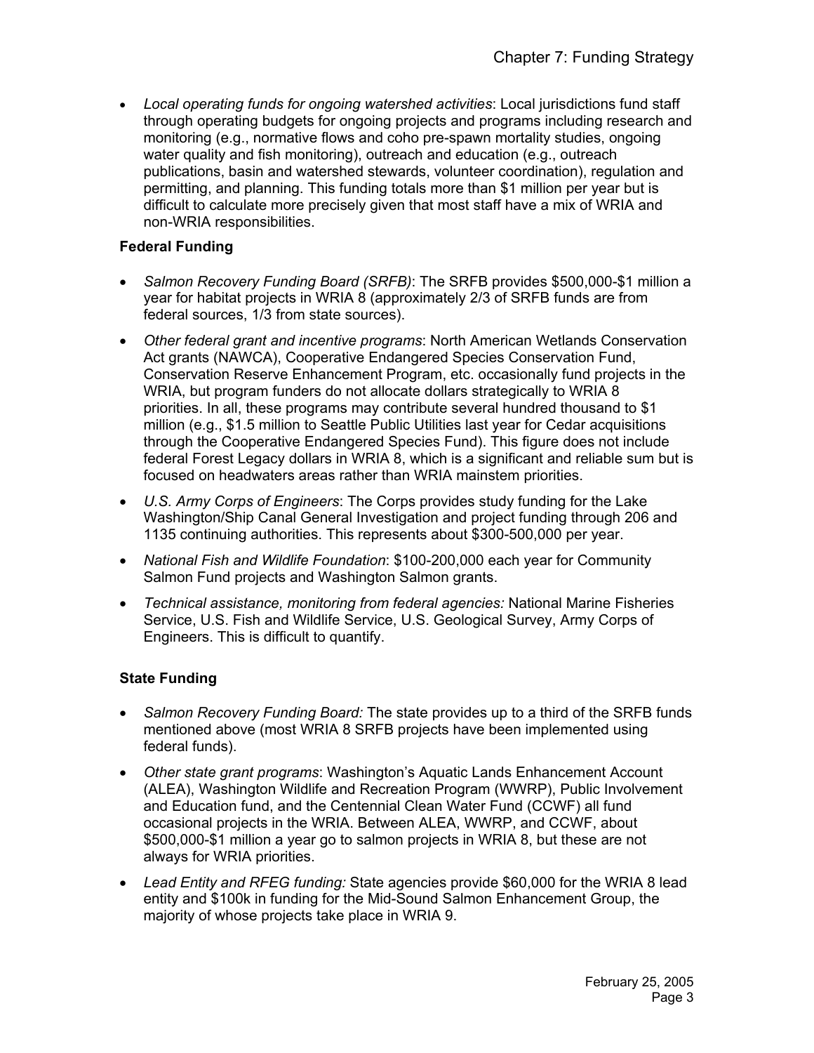- *Local operating funds for ongoing watershed activities*: Local jurisdictions fund staff through operating budgets for ongoing projects and programs including research and monitoring (e.g., normative flows and coho pre-spawn mortality studies, ongoing water quality and fish monitoring), outreach and education (e.g., outreach publications, basin and watershed stewards, volunteer coordination), regulation and permitting, and planning. This funding totals more than $1 million per year but is difficult to calculate more precisely given that most staff have a mix of WRIA and non-WRIA responsibilities.

**Federal Funding**

- *Salmon Recovery Funding Board (SRFB)*: The SRFB provides $500,000-$1 million a year for habitat projects in WRIA 8 (approximately 2/3 of SRFB funds are from federal sources, 1/3 from state sources).
- *Other federal grant and incentive programs*: North American Wetlands Conservation Act grants (NAWCA), Cooperative Endangered Species Conservation Fund, Conservation Reserve Enhancement Program, etc. occasionally fund projects in the WRIA, but program funders do not allocate dollars strategically to WRIA 8 priorities. In all, these programs may contribute several hundred thousand to $1 million (e.g., $1.5 million to Seattle Public Utilities last year for Cedar acquisitions through the Cooperative Endangered Species Fund). This figure does not include federal Forest Legacy dollars in WRIA 8, which is a significant and reliable sum but is focused on headwaters areas rather than WRIA mainstem priorities.
- *U.S. Army Corps of Engineers*: The Corps provides study funding for the Lake Washington/Ship Canal General Investigation and project funding through 206 and 1135 continuing authorities. This represents about $300-500,000 per year.
- *National Fish and Wildlife Foundation*: $100-200,000 each year for Community Salmon Fund projects and Washington Salmon grants.
- *Technical assistance, monitoring from federal agencies:* National Marine Fisheries Service, U.S. Fish and Wildlife Service, U.S. Geological Survey, Army Corps of Engineers. This is difficult to quantify.

**State Funding**

- *Salmon Recovery Funding Board:* The state provides up to a third of the SRFB funds mentioned above (most WRIA 8 SRFB projects have been implemented using federal funds).
- *Other state grant programs*: Washington's Aquatic Lands Enhancement Account (ALEA), Washington Wildlife and Recreation Program (WWRP), Public Involvement and Education fund, and the Centennial Clean Water Fund (CCWF) all fund occasional projects in the WRIA. Between ALEA, WWRP, and CCWF, about $500,000-$1 million a year go to salmon projects in WRIA 8, but these are not always for WRIA priorities.
- *Lead Entity and RFEG funding:* State agencies provide $60,000 for the WRIA 8 lead entity and $100k in funding for the Mid-Sound Salmon Enhancement Group, the majority of whose projects take place in WRIA 9.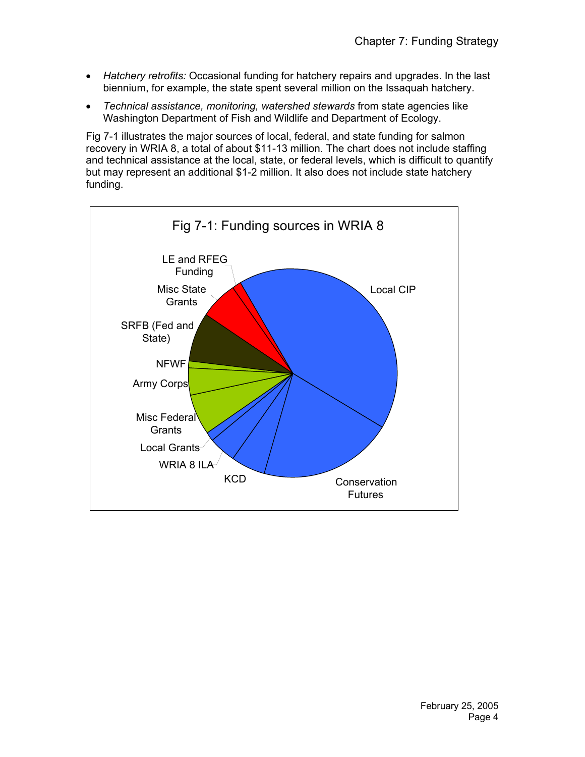- *Hatchery retrofits:* Occasional funding for hatchery repairs and upgrades. In the last biennium, for example, the state spent several million on the Issaquah hatchery.
- *Technical assistance, monitoring, watershed stewards* from state agencies like Washington Department of Fish and Wildlife and Department of Ecology.

Fig 7-1 illustrates the major sources of local, federal, and state funding for salmon recovery in WRIA 8, a total of about $11-13 million. The chart does not include staffing and technical assistance at the local, state, or federal levels, which is difficult to quantify but may represent an additional $1-2 million. It also does not include state hatchery funding.

Fig 7-1: Funding sources in WRIA 8

LE and RFEG Funding

Misc State Grants

SRFB (Fed and State)

NFWF

Army Corps

Misc Federal Grants

Local Grants

WRIA 8 ILA

KCD

Conservation Futures

Local CIP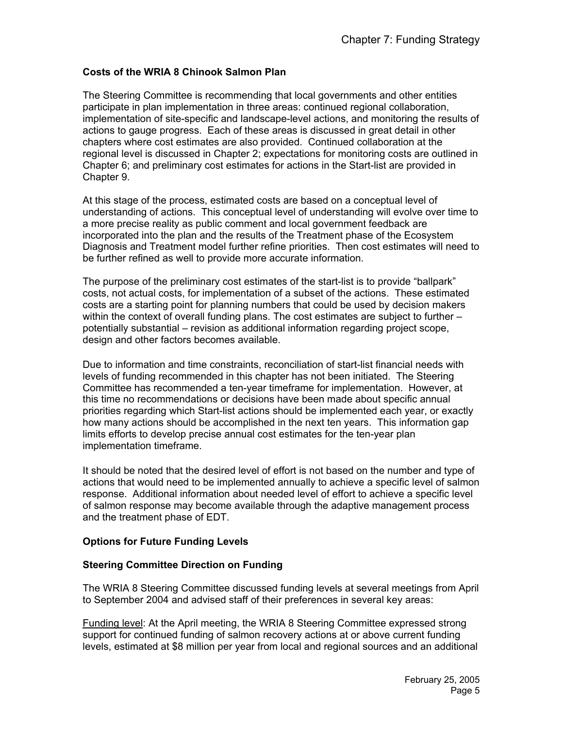### Costs of the WRIA 8 Chinook Salmon Plan

The Steering Committee is recommending that local governments and other entities participate in plan implementation in three areas: continued regional collaboration, implementation of site-specific and landscape-level actions, and monitoring the results of actions to gauge progress. Each of these areas is discussed in great detail in other chapters where cost estimates are also provided. Continued collaboration at the regional level is discussed in Chapter 2; expectations for monitoring costs are outlined in Chapter 6; and preliminary cost estimates for actions in the Start-list are provided in Chapter 9.

At this stage of the process, estimated costs are based on a conceptual level of understanding of actions. This conceptual level of understanding will evolve over time to a more precise reality as public comment and local government feedback are incorporated into the plan and the results of the Treatment phase of the Ecosystem Diagnosis and Treatment model further refine priorities. Then cost estimates will need to be further refined as well to provide more accurate information.

The purpose of the preliminary cost estimates of the start-list is to provide "ballpark" costs, not actual costs, for implementation of a subset of the actions. These estimated costs are a starting point for planning numbers that could be used by decision makers within the context of overall funding plans. The cost estimates are subject to further – potentially substantial – revision as additional information regarding project scope, design and other factors becomes available.

Due to information and time constraints, reconciliation of start-list financial needs with levels of funding recommended in this chapter has not been initiated. The Steering Committee has recommended a ten-year timeframe for implementation. However, at this time no recommendations or decisions have been made about specific annual priorities regarding which Start-list actions should be implemented each year, or exactly how many actions should be accomplished in the next ten years. This information gap limits efforts to develop precise annual cost estimates for the ten-year plan implementation timeframe.

It should be noted that the desired level of effort is not based on the number and type of actions that would need to be implemented annually to achieve a specific level of salmon response. Additional information about needed level of effort to achieve a specific level of salmon response may become available through the adaptive management process and the treatment phase of EDT.

### Options for Future Funding Levels

### Steering Committee Direction on Funding

The WRIA 8 Steering Committee discussed funding levels at several meetings from April to September 2004 and advised staff of their preferences in several key areas:

Funding level: At the April meeting, the WRIA 8 Steering Committee expressed strong support for continued funding of salmon recovery actions at or above current funding levels, estimated at $8 million per year from local and regional sources and an additional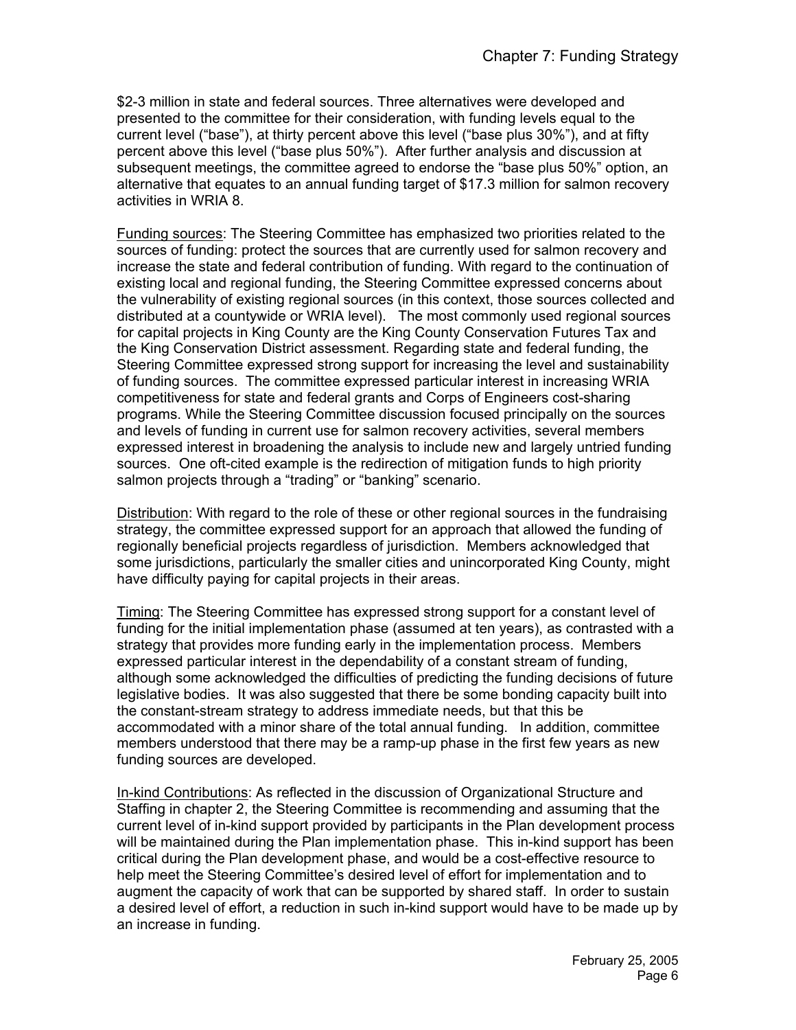$2-3 million in state and federal sources. Three alternatives were developed and presented to the committee for their consideration, with funding levels equal to the current level ("base"), at thirty percent above this level ("base plus 30%"), and at fifty percent above this level ("base plus 50%"). After further analysis and discussion at subsequent meetings, the committee agreed to endorse the "base plus 50%" option, an alternative that equates to an annual funding target of $17.3 million for salmon recovery activities in WRIA 8.

<u>Funding sources</u>: The Steering Committee has emphasized two priorities related to the sources of funding: protect the sources that are currently used for salmon recovery and increase the state and federal contribution of funding. With regard to the continuation of existing local and regional funding, the Steering Committee expressed concerns about the vulnerability of existing regional sources (in this context, those sources collected and distributed at a countywide or WRIA level). The most commonly used regional sources for capital projects in King County are the King County Conservation Futures Tax and the King Conservation District assessment. Regarding state and federal funding, the Steering Committee expressed strong support for increasing the level and sustainability of funding sources. The committee expressed particular interest in increasing WRIA competitiveness for state and federal grants and Corps of Engineers cost-sharing programs. While the Steering Committee discussion focused principally on the sources and levels of funding in current use for salmon recovery activities, several members expressed interest in broadening the analysis to include new and largely untried funding sources. One oft-cited example is the redirection of mitigation funds to high priority salmon projects through a "trading" or "banking" scenario.

<u>Distribution</u>: With regard to the role of these or other regional sources in the fundraising strategy, the committee expressed support for an approach that allowed the funding of regionally beneficial projects regardless of jurisdiction. Members acknowledged that some jurisdictions, particularly the smaller cities and unincorporated King County, might have difficulty paying for capital projects in their areas.

<u>Timing</u>: The Steering Committee has expressed strong support for a constant level of funding for the initial implementation phase (assumed at ten years), as contrasted with a strategy that provides more funding early in the implementation process. Members expressed particular interest in the dependability of a constant stream of funding, although some acknowledged the difficulties of predicting the funding decisions of future legislative bodies. It was also suggested that there be some bonding capacity built into the constant-stream strategy to address immediate needs, but that this be accommodated with a minor share of the total annual funding. In addition, committee members understood that there may be a ramp-up phase in the first few years as new funding sources are developed.

<u>In-kind Contributions</u>: As reflected in the discussion of Organizational Structure and Staffing in chapter 2, the Steering Committee is recommending and assuming that the current level of in-kind support provided by participants in the Plan development process will be maintained during the Plan implementation phase. This in-kind support has been critical during the Plan development phase, and would be a cost-effective resource to help meet the Steering Committee's desired level of effort for implementation and to augment the capacity of work that can be supported by shared staff. In order to sustain a desired level of effort, a reduction in such in-kind support would have to be made up by an increase in funding.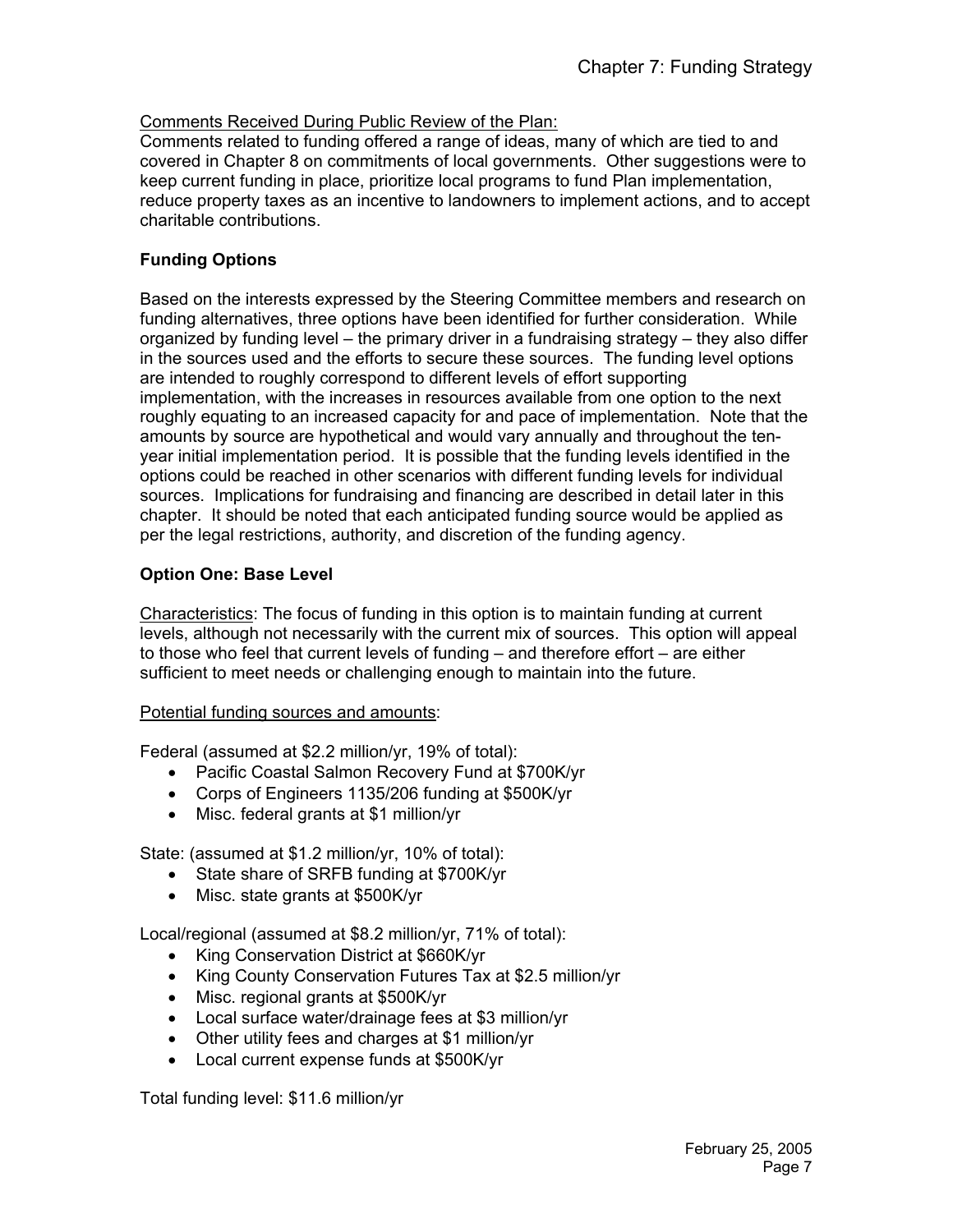Comments Received During Public Review of the Plan:
Comments related to funding offered a range of ideas, many of which are tied to and covered in Chapter 8 on commitments of local governments. Other suggestions were to keep current funding in place, prioritize local programs to fund Plan implementation, reduce property taxes as an incentive to landowners to implement actions, and to accept charitable contributions.

**Funding Options**

Based on the interests expressed by the Steering Committee members and research on funding alternatives, three options have been identified for further consideration. While organized by funding level – the primary driver in a fundraising strategy – they also differ in the sources used and the efforts to secure these sources. The funding level options are intended to roughly correspond to different levels of effort supporting implementation, with the increases in resources available from one option to the next roughly equating to an increased capacity for and pace of implementation. Note that the amounts by source are hypothetical and would vary annually and throughout the ten-year initial implementation period. It is possible that the funding levels identified in the options could be reached in other scenarios with different funding levels for individual sources. Implications for fundraising and financing are described in detail later in this chapter. It should be noted that each anticipated funding source would be applied as per the legal restrictions, authority, and discretion of the funding agency.

**Option One: Base Level**

Characteristics: The focus of funding in this option is to maintain funding at current levels, although not necessarily with the current mix of sources. This option will appeal to those who feel that current levels of funding – and therefore effort – are either sufficient to meet needs or challenging enough to maintain into the future.

Potential funding sources and amounts:

Federal (assumed at $2.2 million/yr, 19% of total):

- Pacific Coastal Salmon Recovery Fund at $700K/yr
- Corps of Engineers 1135/206 funding at $500K/yr
- Misc. federal grants at $1 million/yr

State: (assumed at $1.2 million/yr, 10% of total):

- State share of SRFB funding at $700K/yr
- Misc. state grants at $500K/yr

Local/regional (assumed at $8.2 million/yr, 71% of total):

- King Conservation District at $660K/yr
- King County Conservation Futures Tax at $2.5 million/yr
- Misc. regional grants at $500K/yr
- Local surface water/drainage fees at $3 million/yr
- Other utility fees and charges at $1 million/yr
- Local current expense funds at $500K/yr

Total funding level: $11.6 million/yr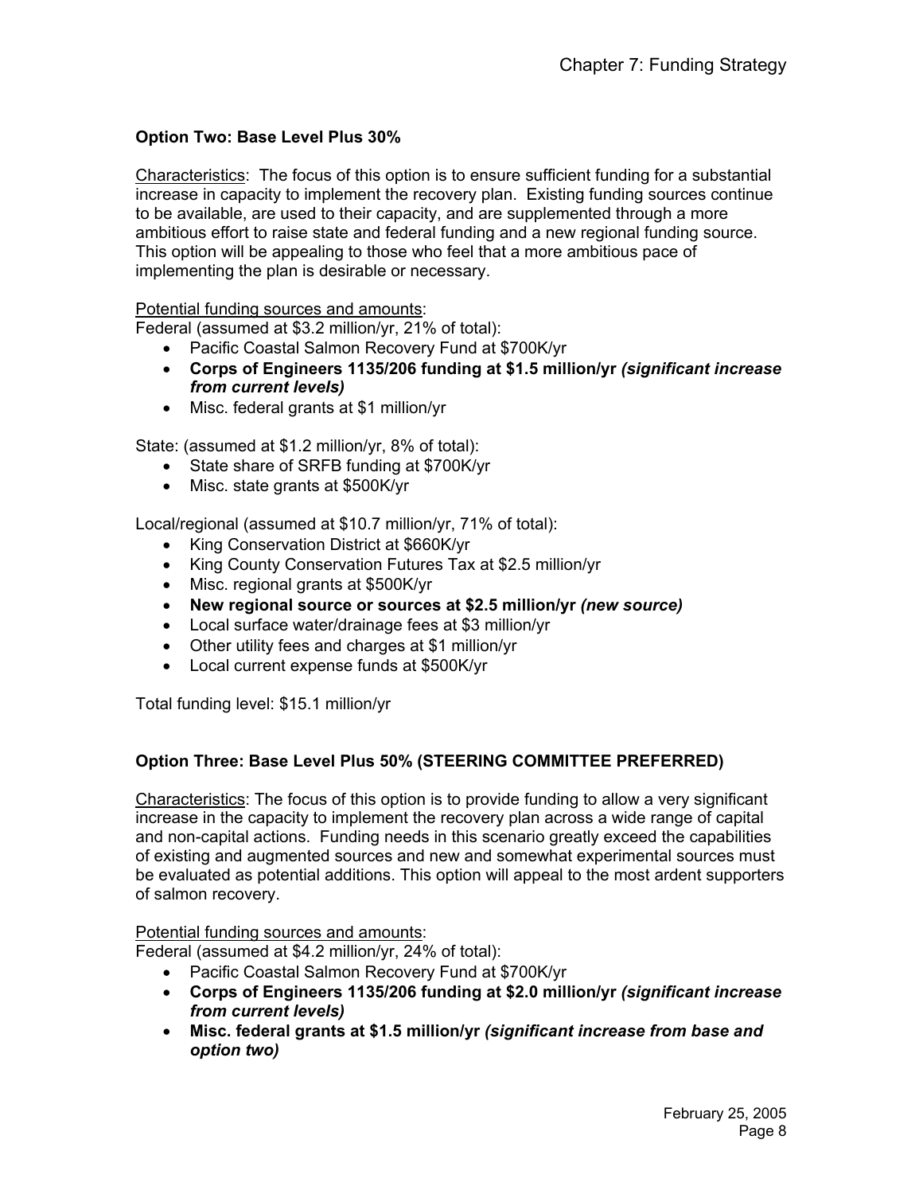**Option Two: Base Level Plus 30%**

Characteristics: The focus of this option is to ensure sufficient funding for a substantial increase in capacity to implement the recovery plan. Existing funding sources continue to be available, are used to their capacity, and are supplemented through a more ambitious effort to raise state and federal funding and a new regional funding source. This option will be appealing to those who feel that a more ambitious pace of implementing the plan is desirable or necessary.

Potential funding sources and amounts:
Federal (assumed at $3.2 million/yr, 21% of total):

- Pacific Coastal Salmon Recovery Fund at $700K/yr
- **Corps of Engineers 1135/206 funding at $1.5 million/yr *(significant increase from current levels)***
- Misc. federal grants at $1 million/yr

State: (assumed at $1.2 million/yr, 8% of total):

- State share of SRFB funding at $700K/yr
- Misc. state grants at $500K/yr

Local/regional (assumed at $10.7 million/yr, 71% of total):

- King Conservation District at $660K/yr
- King County Conservation Futures Tax at $2.5 million/yr
- Misc. regional grants at $500K/yr
- **New regional source or sources at $2.5 million/yr *(new source)***
- Local surface water/drainage fees at $3 million/yr
- Other utility fees and charges at $1 million/yr
- Local current expense funds at $500K/yr

Total funding level: $15.1 million/yr

**Option Three: Base Level Plus 50% (STEERING COMMITTEE PREFERRED)**

Characteristics: The focus of this option is to provide funding to allow a very significant increase in the capacity to implement the recovery plan across a wide range of capital and non-capital actions. Funding needs in this scenario greatly exceed the capabilities of existing and augmented sources and new and somewhat experimental sources must be evaluated as potential additions. This option will appeal to the most ardent supporters of salmon recovery.

Potential funding sources and amounts:
Federal (assumed at $4.2 million/yr, 24% of total):

- Pacific Coastal Salmon Recovery Fund at $700K/yr
- **Corps of Engineers 1135/206 funding at $2.0 million/yr *(significant increase from current levels)***
- **Misc. federal grants at $1.5 million/yr *(significant increase from base and option two)***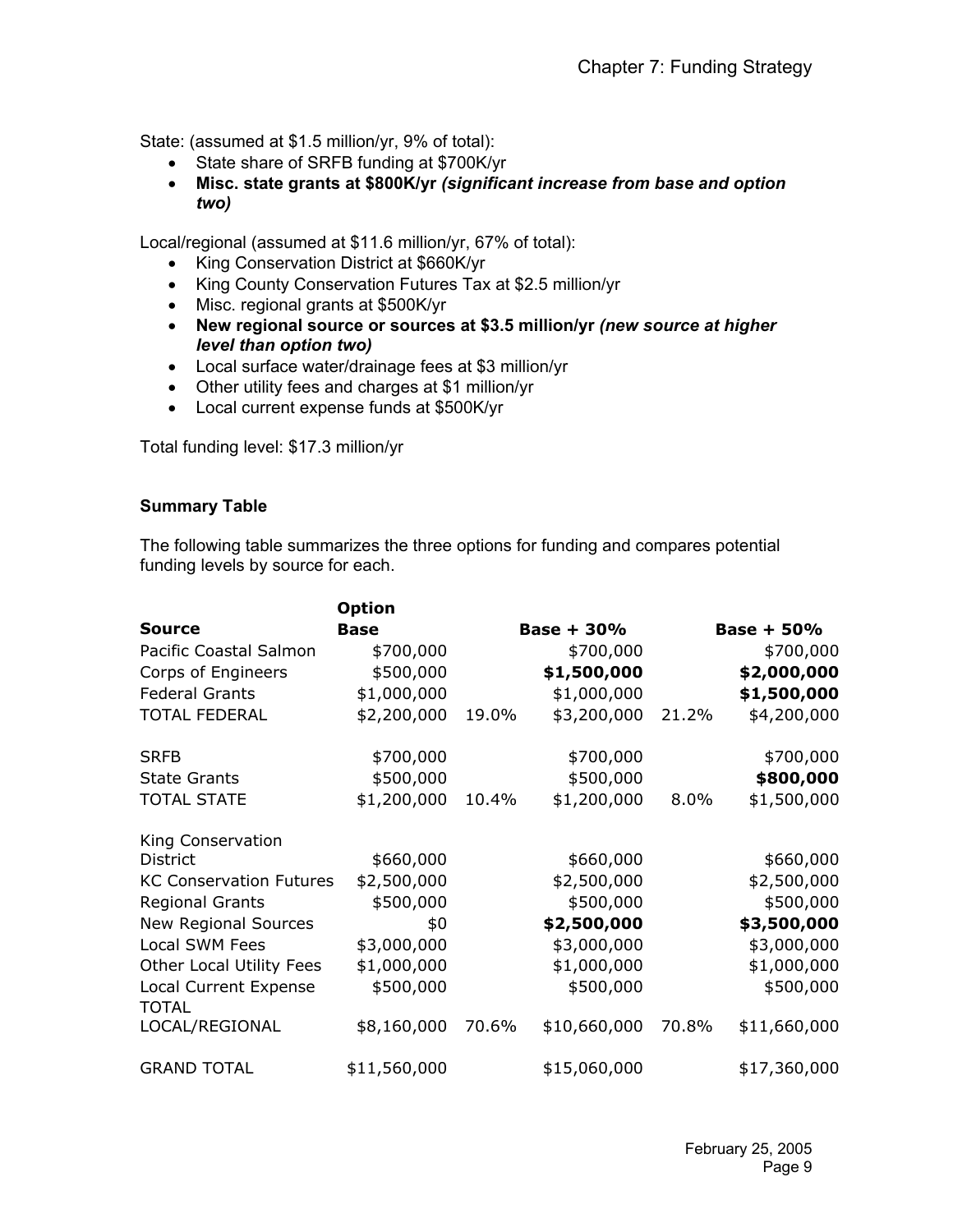State: (assumed at $1.5 million/yr, 9% of total):

- State share of SRFB funding at $700K/yr
- **Misc. state grants at $800K/yr *(significant increase from base and option two)***

Local/regional (assumed at $11.6 million/yr, 67% of total):

- King Conservation District at $660K/yr
- King County Conservation Futures Tax at $2.5 million/yr
- Misc. regional grants at $500K/yr
- **New regional source or sources at $3.5 million/yr *(new source at higher level than option two)***
- Local surface water/drainage fees at $3 million/yr
- Other utility fees and charges at $1 million/yr
- Local current expense funds at $500K/yr

Total funding level: $17.3 million/yr

**Summary Table**

The following table summarizes the three options for funding and compares potential funding levels by source for each.

| Source | Option Base | | Base + 30% | | Base + 50% |
|---|---|---|---|---|---|
| Pacific Coastal Salmon | $700,000 | | $700,000 | | $700,000 |
| Corps of Engineers | $500,000 | | **$1,500,000** | | **$2,000,000** |
| Federal Grants | $1,000,000 | | $1,000,000 | | **$1,500,000** |
| TOTAL FEDERAL | $2,200,000 | 19.0% | $3,200,000 | 21.2% | $4,200,000 |
| | | | | | |
| SRFB | $700,000 | | $700,000 | | $700,000 |
| State Grants | $500,000 | | $500,000 | | **$800,000** |
| TOTAL STATE | $1,200,000 | 10.4% | $1,200,000 | 8.0% | $1,500,000 |
| | | | | | |
| King Conservation District | $660,000 | | $660,000 | | $660,000 |
| KC Conservation Futures | $2,500,000 | | $2,500,000 | | $2,500,000 |
| Regional Grants | $500,000 | | $500,000 | | $500,000 |
| New Regional Sources | $0 | | **$2,500,000** | | **$3,500,000** |
| Local SWM Fees | $3,000,000 | | $3,000,000 | | $3,000,000 |
| Other Local Utility Fees | $1,000,000 | | $1,000,000 | | $1,000,000 |
| Local Current Expense | $500,000 | | $500,000 | | $500,000 |
| TOTAL LOCAL/REGIONAL | $8,160,000 | 70.6% | $10,660,000 | 70.8% | $11,660,000 |
| | | | | | |
| GRAND TOTAL | $11,560,000 | | $15,060,000 | | $17,360,000 |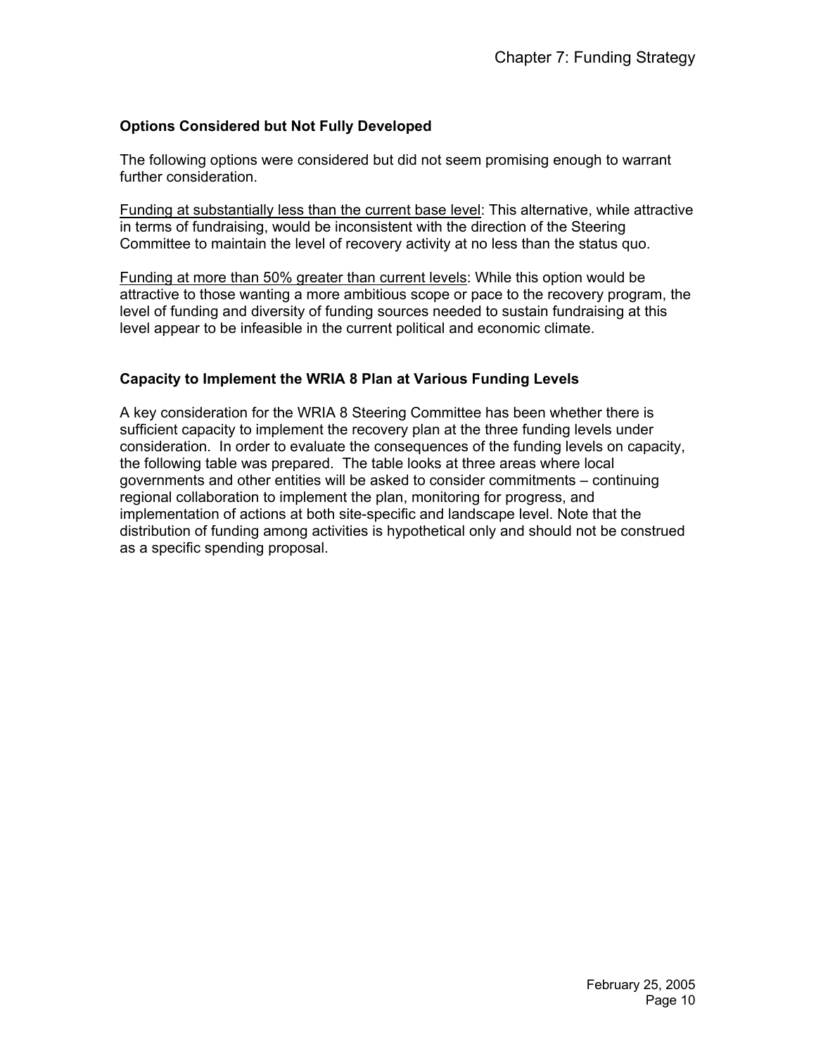### Options Considered but Not Fully Developed

The following options were considered but did not seem promising enough to warrant further consideration.

<u>Funding at substantially less than the current base level</u>: This alternative, while attractive in terms of fundraising, would be inconsistent with the direction of the Steering Committee to maintain the level of recovery activity at no less than the status quo.

<u>Funding at more than 50% greater than current levels</u>: While this option would be attractive to those wanting a more ambitious scope or pace to the recovery program, the level of funding and diversity of funding sources needed to sustain fundraising at this level appear to be infeasible in the current political and economic climate.

### Capacity to Implement the WRIA 8 Plan at Various Funding Levels

A key consideration for the WRIA 8 Steering Committee has been whether there is sufficient capacity to implement the recovery plan at the three funding levels under consideration. In order to evaluate the consequences of the funding levels on capacity, the following table was prepared. The table looks at three areas where local governments and other entities will be asked to consider commitments – continuing regional collaboration to implement the plan, monitoring for progress, and implementation of actions at both site-specific and landscape level. Note that the distribution of funding among activities is hypothetical only and should not be construed as a specific spending proposal.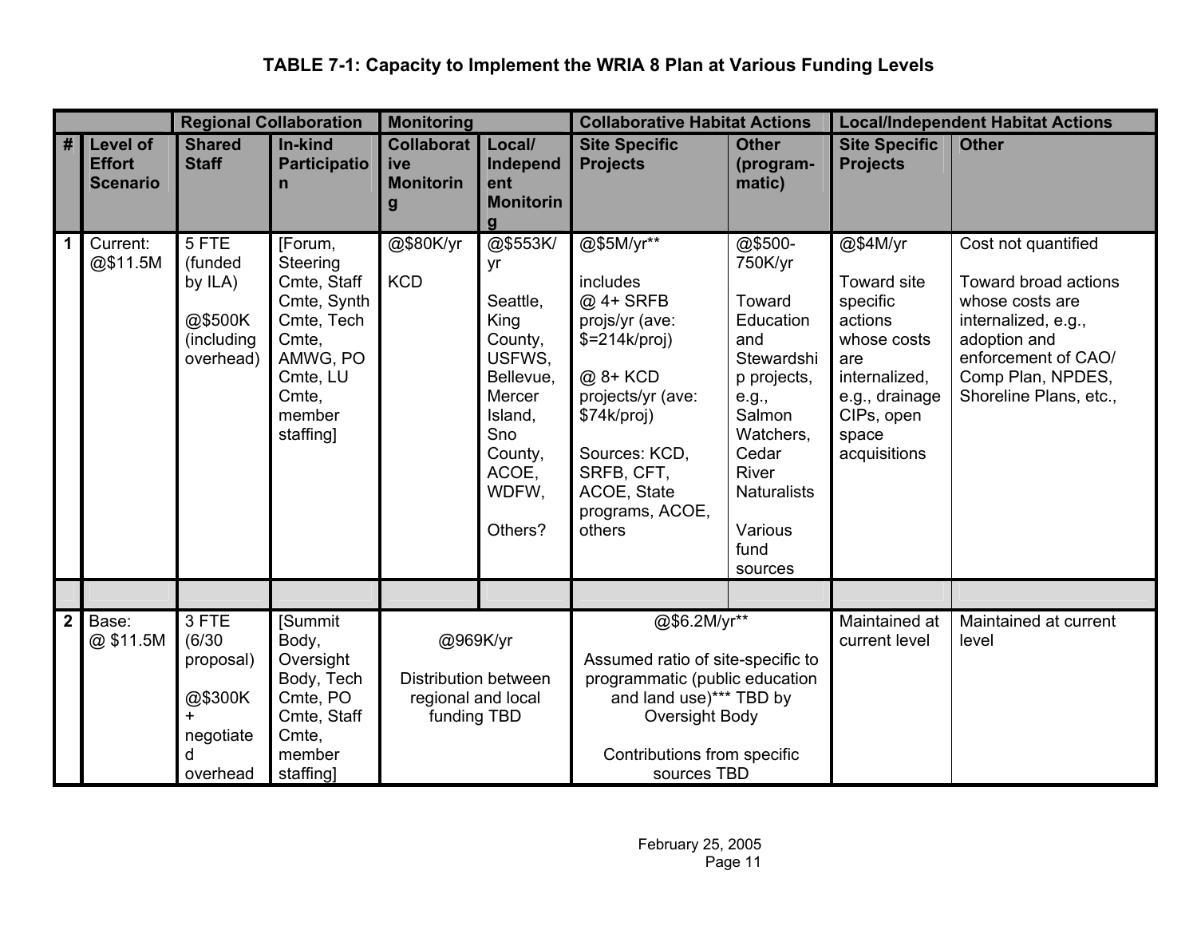# TABLE 7-1: Capacity to Implement the WRIA 8 Plan at Various Funding Levels

| | | Regional Collaboration | | Monitoring | | Collaborative Habitat Actions | | Local/Independent Habitat Actions | |
|---|---|---|---|---|---|---|---|---|---|
| # | Level of Effort Scenario | Shared Staff | In-kind Participation | Collaborative Monitoring | Local/ Independent Monitoring | Site Specific Projects | Other (program-matic) | Site Specific Projects | Other |
| 1 | Current: @$11.5M | 5 FTE (funded by ILA)<br><br>@$500K (including overhead) | [Forum, Steering Cmte, Staff Cmte, Synth Cmte, Tech Cmte, AMWG, PO Cmte, LU Cmte, member staffing] | @$80K/yr<br><br>KCD | @$553K/ yr<br><br>Seattle, King County, USFWS, Bellevue, Mercer Island, Sno County, ACOE, WDFW,<br><br>Others? | @$5M/yr**<br><br>includes<br>@ 4+ SRFB projs/yr (ave: $=214k/proj)<br><br>@ 8+ KCD projects/yr (ave: $74k/proj)<br><br>Sources: KCD, SRFB, CFT, ACOE, State programs, ACOE, others | @$500-750K/yr<br><br>Toward Education and Stewardship projects, e.g., Salmon Watchers, Cedar River Naturalists<br><br>Various fund sources | @$4M/yr<br><br>Toward site specific actions whose costs are internalized, e.g., drainage CIPs, open space acquisitions | Cost not quantified<br><br>Toward broad actions whose costs are internalized, e.g., adoption and enforcement of CAO/ Comp Plan, NPDES, Shoreline Plans, etc., |
| | | | | | | | | | |
| 2 | Base: @ $11.5M | 3 FTE (6/30 proposal)<br><br>@$300K + negotiated overhead | [Summit Body, Oversight Body, Tech Cmte, PO Cmte, Staff Cmte, member staffing] | @969K/yr<br><br>Distribution between regional and local funding TBD | | @$6.2M/yr**<br><br>Assumed ratio of site-specific to programmatic (public education and land use)*** TBD by Oversight Body<br><br>Contributions from specific sources TBD | | Maintained at current level | Maintained at current level |

February 25, 2005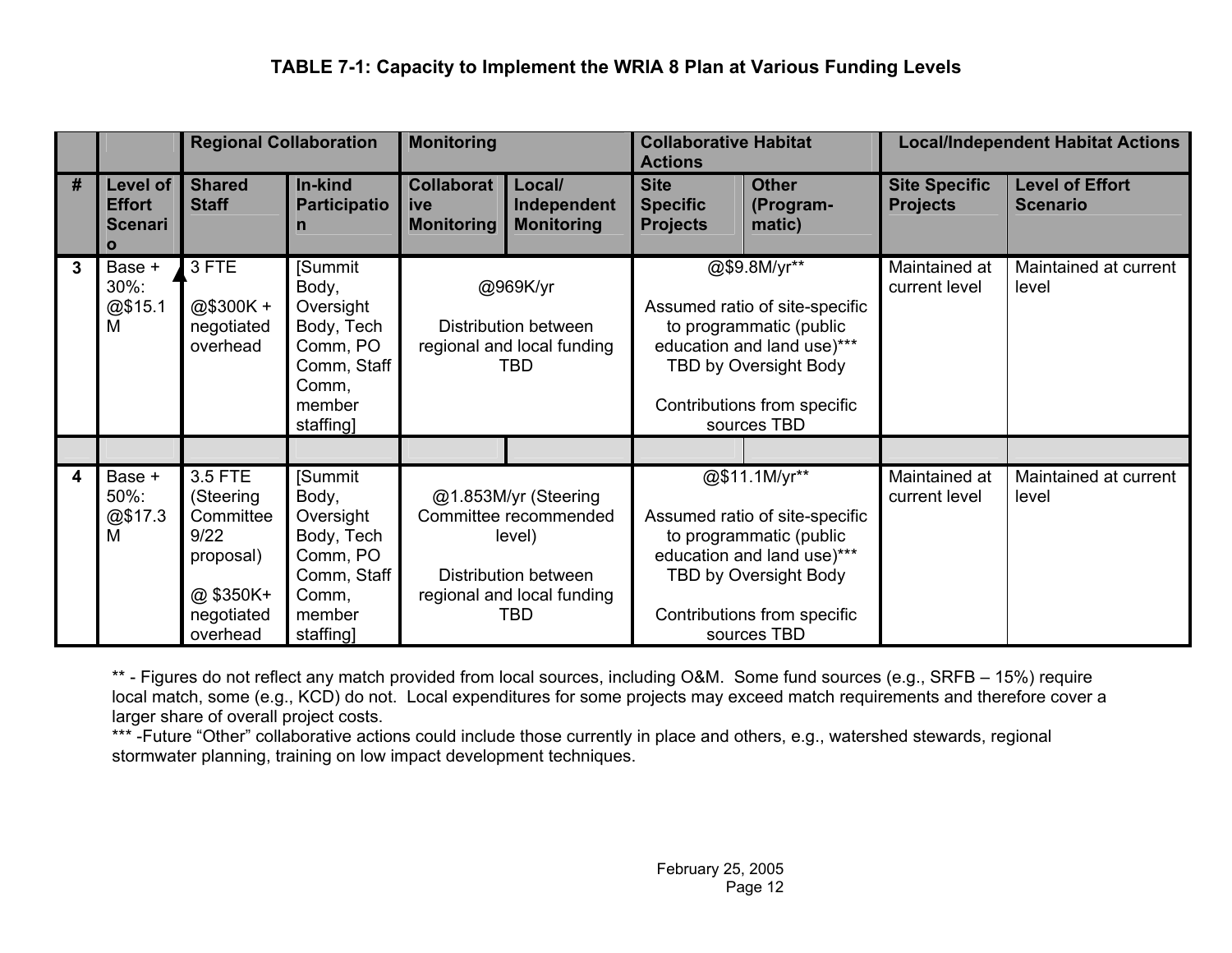**TABLE 7-1: Capacity to Implement the WRIA 8 Plan at Various Funding Levels**

| | | Regional Collaboration | | Monitoring | | Collaborative Habitat Actions | | Local/Independent Habitat Actions | |
|---|---|---|---|---|---|---|---|---|---|
| # | Level of Effort Scenario | Shared Staff | In-kind Participation | Collaborative Monitoring | Local/ Independent Monitoring | Site Specific Projects | Other (Program-matic) | Site Specific Projects | Level of Effort Scenario |
| 3 | Base + 30%: @$15.1 M | 3 FTE<br><br>@$300K + negotiated overhead | [Summit Body, Oversight Body, Tech Comm, PO Comm, Staff Comm, member staffing] | @969K/yr<br><br>Distribution between regional and local funding TBD | | @$9.8M/yr**<br><br>Assumed ratio of site-specific to programmatic (public education and land use)*** TBD by Oversight Body<br><br>Contributions from specific sources TBD | | Maintained at current level | Maintained at current level |
| | | | | | | | | | |
| 4 | Base + 50%: @$17.3 M | 3.5 FTE (Steering Committee 9/22 proposal)<br><br>@ $350K+ negotiated overhead | [Summit Body, Oversight Body, Tech Comm, PO Comm, Staff Comm, member staffing] | @1.853M/yr (Steering Committee recommended level)<br><br>Distribution between regional and local funding TBD | | @$11.1M/yr**<br><br>Assumed ratio of site-specific to programmatic (public education and land use)*** TBD by Oversight Body<br><br>Contributions from specific sources TBD | | Maintained at current level | Maintained at current level |

** - Figures do not reflect any match provided from local sources, including O&M. Some fund sources (e.g., SRFB – 15%) require local match, some (e.g., KCD) do not. Local expenditures for some projects may exceed match requirements and therefore cover a larger share of overall project costs.
*** -Future "Other" collaborative actions could include those currently in place and others, e.g., watershed stewards, regional stormwater planning, training on low impact development techniques.

February 25, 2005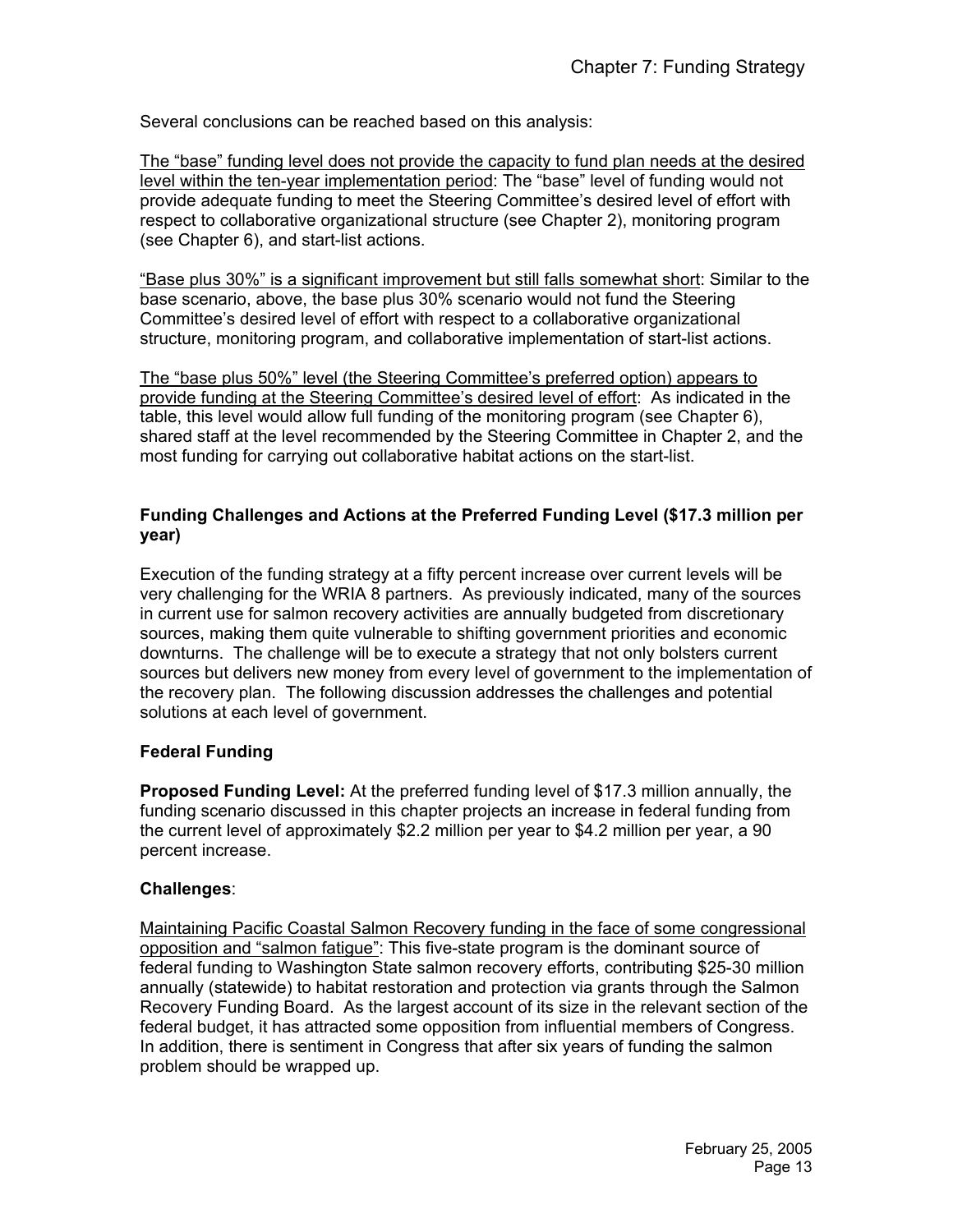Several conclusions can be reached based on this analysis:

The "base" funding level does not provide the capacity to fund plan needs at the desired level within the ten-year implementation period: The "base" level of funding would not provide adequate funding to meet the Steering Committee's desired level of effort with respect to collaborative organizational structure (see Chapter 2), monitoring program (see Chapter 6), and start-list actions.

"Base plus 30%" is a significant improvement but still falls somewhat short: Similar to the base scenario, above, the base plus 30% scenario would not fund the Steering Committee's desired level of effort with respect to a collaborative organizational structure, monitoring program, and collaborative implementation of start-list actions.

The "base plus 50%" level (the Steering Committee's preferred option) appears to provide funding at the Steering Committee's desired level of effort: As indicated in the table, this level would allow full funding of the monitoring program (see Chapter 6), shared staff at the level recommended by the Steering Committee in Chapter 2, and the most funding for carrying out collaborative habitat actions on the start-list.

### Funding Challenges and Actions at the Preferred Funding Level ($17.3 million per year)

Execution of the funding strategy at a fifty percent increase over current levels will be very challenging for the WRIA 8 partners. As previously indicated, many of the sources in current use for salmon recovery activities are annually budgeted from discretionary sources, making them quite vulnerable to shifting government priorities and economic downturns. The challenge will be to execute a strategy that not only bolsters current sources but delivers new money from every level of government to the implementation of the recovery plan. The following discussion addresses the challenges and potential solutions at each level of government.

### Federal Funding

**Proposed Funding Level:** At the preferred funding level of $17.3 million annually, the funding scenario discussed in this chapter projects an increase in federal funding from the current level of approximately $2.2 million per year to $4.2 million per year, a 90 percent increase.

**Challenges**:

Maintaining Pacific Coastal Salmon Recovery funding in the face of some congressional opposition and "salmon fatigue": This five-state program is the dominant source of federal funding to Washington State salmon recovery efforts, contributing $25-30 million annually (statewide) to habitat restoration and protection via grants through the Salmon Recovery Funding Board. As the largest account of its size in the relevant section of the federal budget, it has attracted some opposition from influential members of Congress. In addition, there is sentiment in Congress that after six years of funding the salmon problem should be wrapped up.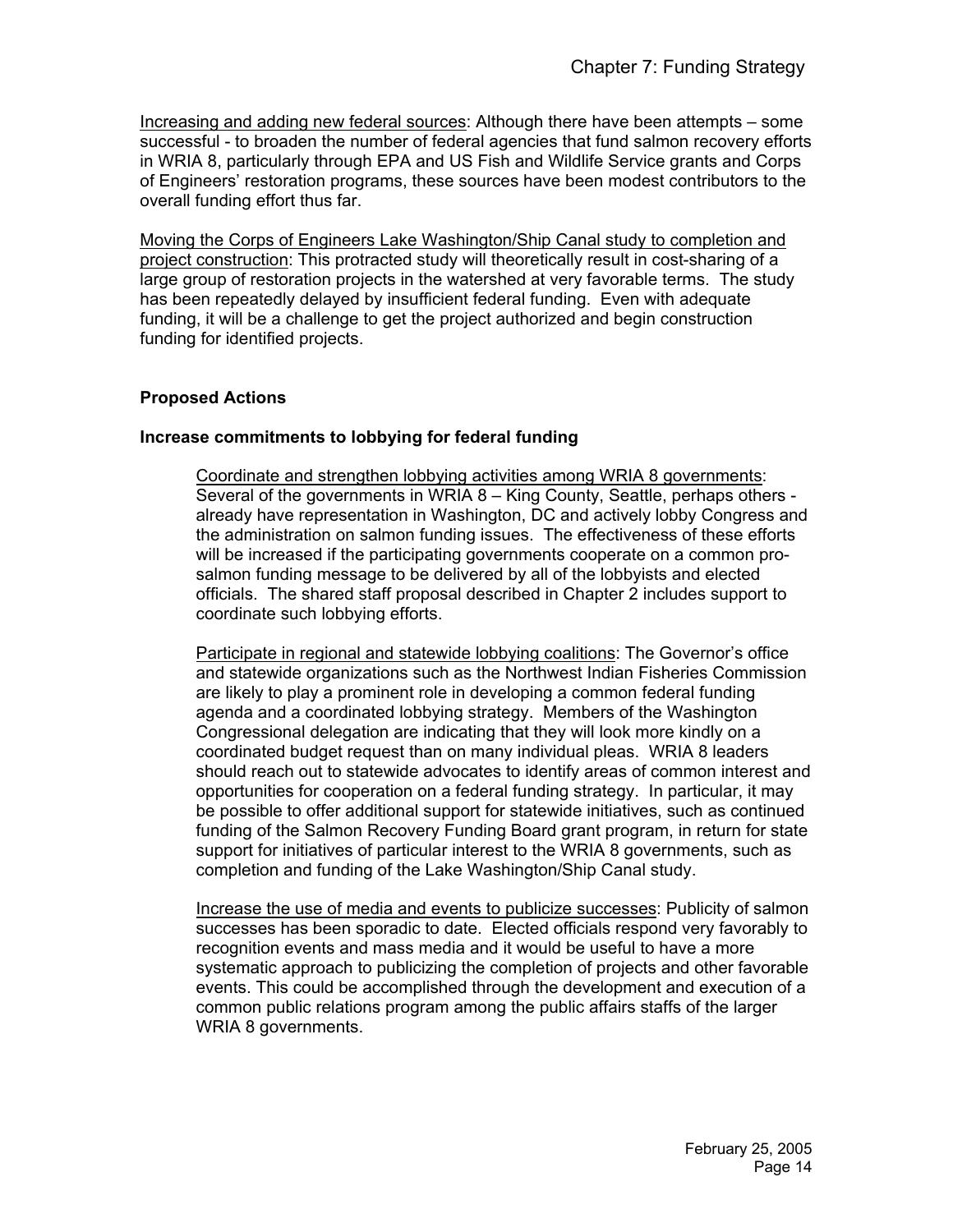Increasing and adding new federal sources: Although there have been attempts – some successful - to broaden the number of federal agencies that fund salmon recovery efforts in WRIA 8, particularly through EPA and US Fish and Wildlife Service grants and Corps of Engineers' restoration programs, these sources have been modest contributors to the overall funding effort thus far.

Moving the Corps of Engineers Lake Washington/Ship Canal study to completion and project construction: This protracted study will theoretically result in cost-sharing of a large group of restoration projects in the watershed at very favorable terms. The study has been repeatedly delayed by insufficient federal funding. Even with adequate funding, it will be a challenge to get the project authorized and begin construction funding for identified projects.

**Proposed Actions**

**Increase commitments to lobbying for federal funding**

Coordinate and strengthen lobbying activities among WRIA 8 governments: Several of the governments in WRIA 8 – King County, Seattle, perhaps others - already have representation in Washington, DC and actively lobby Congress and the administration on salmon funding issues. The effectiveness of these efforts will be increased if the participating governments cooperate on a common pro-salmon funding message to be delivered by all of the lobbyists and elected officials. The shared staff proposal described in Chapter 2 includes support to coordinate such lobbying efforts.

Participate in regional and statewide lobbying coalitions: The Governor's office and statewide organizations such as the Northwest Indian Fisheries Commission are likely to play a prominent role in developing a common federal funding agenda and a coordinated lobbying strategy. Members of the Washington Congressional delegation are indicating that they will look more kindly on a coordinated budget request than on many individual pleas. WRIA 8 leaders should reach out to statewide advocates to identify areas of common interest and opportunities for cooperation on a federal funding strategy. In particular, it may be possible to offer additional support for statewide initiatives, such as continued funding of the Salmon Recovery Funding Board grant program, in return for state support for initiatives of particular interest to the WRIA 8 governments, such as completion and funding of the Lake Washington/Ship Canal study.

Increase the use of media and events to publicize successes: Publicity of salmon successes has been sporadic to date. Elected officials respond very favorably to recognition events and mass media and it would be useful to have a more systematic approach to publicizing the completion of projects and other favorable events. This could be accomplished through the development and execution of a common public relations program among the public affairs staffs of the larger WRIA 8 governments.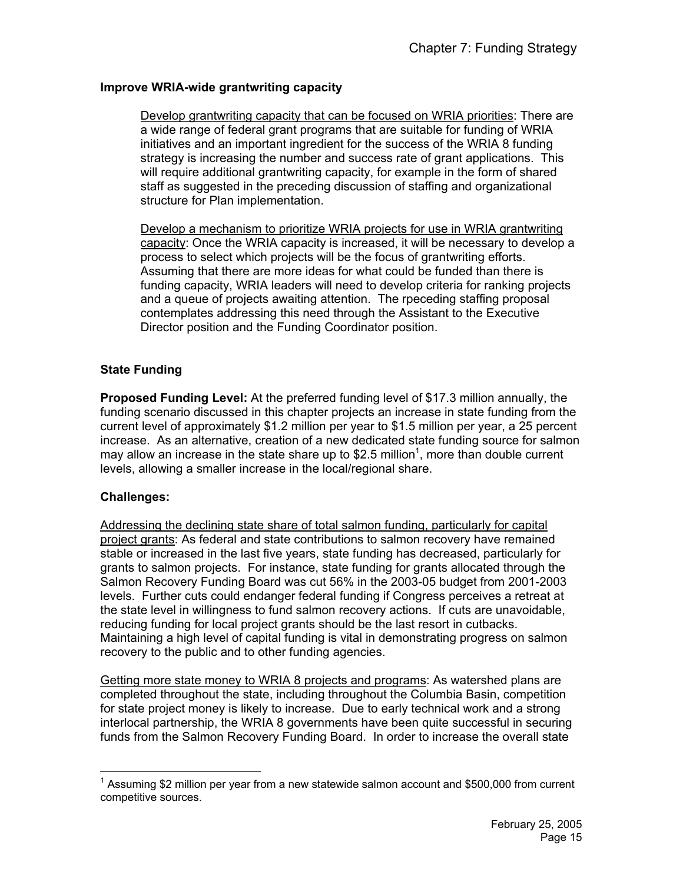**Improve WRIA-wide grantwriting capacity**

Develop grantwriting capacity that can be focused on WRIA priorities: There are a wide range of federal grant programs that are suitable for funding of WRIA initiatives and an important ingredient for the success of the WRIA 8 funding strategy is increasing the number and success rate of grant applications. This will require additional grantwriting capacity, for example in the form of shared staff as suggested in the preceding discussion of staffing and organizational structure for Plan implementation.

Develop a mechanism to prioritize WRIA projects for use in WRIA grantwriting capacity: Once the WRIA capacity is increased, it will be necessary to develop a process to select which projects will be the focus of grantwriting efforts. Assuming that there are more ideas for what could be funded than there is funding capacity, WRIA leaders will need to develop criteria for ranking projects and a queue of projects awaiting attention. The rpeceding staffing proposal contemplates addressing this need through the Assistant to the Executive Director position and the Funding Coordinator position.

**State Funding**

**Proposed Funding Level:** At the preferred funding level of $17.3 million annually, the funding scenario discussed in this chapter projects an increase in state funding from the current level of approximately $1.2 million per year to $1.5 million per year, a 25 percent increase. As an alternative, creation of a new dedicated state funding source for salmon may allow an increase in the state share up to $2.5 million[1], more than double current levels, allowing a smaller increase in the local/regional share.

**Challenges:**

Addressing the declining state share of total salmon funding, particularly for capital project grants: As federal and state contributions to salmon recovery have remained stable or increased in the last five years, state funding has decreased, particularly for grants to salmon projects. For instance, state funding for grants allocated through the Salmon Recovery Funding Board was cut 56% in the 2003-05 budget from 2001-2003 levels. Further cuts could endanger federal funding if Congress perceives a retreat at the state level in willingness to fund salmon recovery actions. If cuts are unavoidable, reducing funding for local project grants should be the last resort in cutbacks. Maintaining a high level of capital funding is vital in demonstrating progress on salmon recovery to the public and to other funding agencies.

Getting more state money to WRIA 8 projects and programs: As watershed plans are completed throughout the state, including throughout the Columbia Basin, competition for state project money is likely to increase. Due to early technical work and a strong interlocal partnership, the WRIA 8 governments have been quite successful in securing funds from the Salmon Recovery Funding Board. In order to increase the overall state

[1] Assuming $2 million per year from a new statewide salmon account and $500,000 from current competitive sources.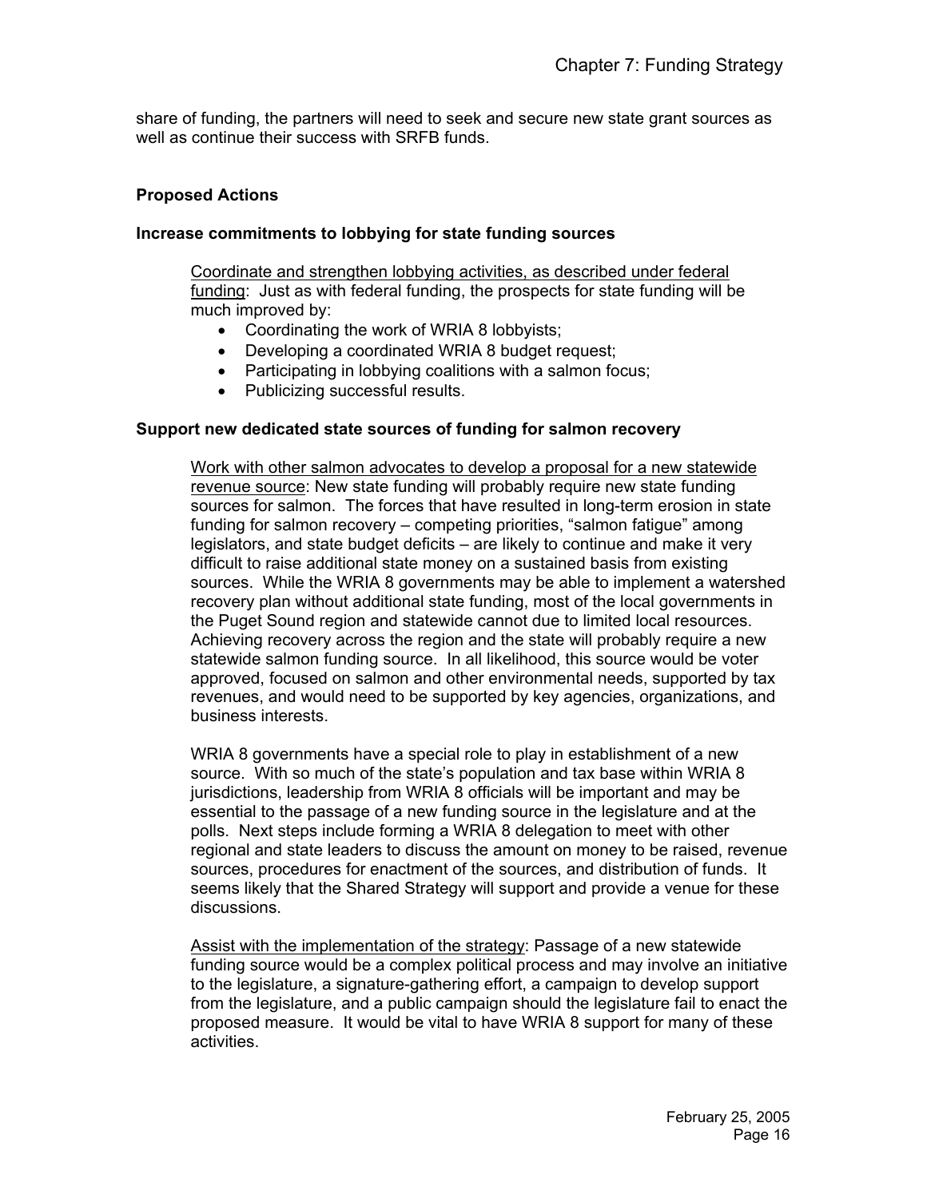share of funding, the partners will need to seek and secure new state grant sources as well as continue their success with SRFB funds.

### Proposed Actions

#### Increase commitments to lobbying for state funding sources

<u>Coordinate and strengthen lobbying activities, as described under federal funding</u>: Just as with federal funding, the prospects for state funding will be much improved by:

- Coordinating the work of WRIA 8 lobbyists;
- Developing a coordinated WRIA 8 budget request;
- Participating in lobbying coalitions with a salmon focus;
- Publicizing successful results.

#### Support new dedicated state sources of funding for salmon recovery

<u>Work with other salmon advocates to develop a proposal for a new statewide revenue source</u>: New state funding will probably require new state funding sources for salmon. The forces that have resulted in long-term erosion in state funding for salmon recovery – competing priorities, "salmon fatigue" among legislators, and state budget deficits – are likely to continue and make it very difficult to raise additional state money on a sustained basis from existing sources. While the WRIA 8 governments may be able to implement a watershed recovery plan without additional state funding, most of the local governments in the Puget Sound region and statewide cannot due to limited local resources. Achieving recovery across the region and the state will probably require a new statewide salmon funding source. In all likelihood, this source would be voter approved, focused on salmon and other environmental needs, supported by tax revenues, and would need to be supported by key agencies, organizations, and business interests.

WRIA 8 governments have a special role to play in establishment of a new source. With so much of the state's population and tax base within WRIA 8 jurisdictions, leadership from WRIA 8 officials will be important and may be essential to the passage of a new funding source in the legislature and at the polls. Next steps include forming a WRIA 8 delegation to meet with other regional and state leaders to discuss the amount on money to be raised, revenue sources, procedures for enactment of the sources, and distribution of funds. It seems likely that the Shared Strategy will support and provide a venue for these discussions.

<u>Assist with the implementation of the strategy</u>: Passage of a new statewide funding source would be a complex political process and may involve an initiative to the legislature, a signature-gathering effort, a campaign to develop support from the legislature, and a public campaign should the legislature fail to enact the proposed measure. It would be vital to have WRIA 8 support for many of these activities.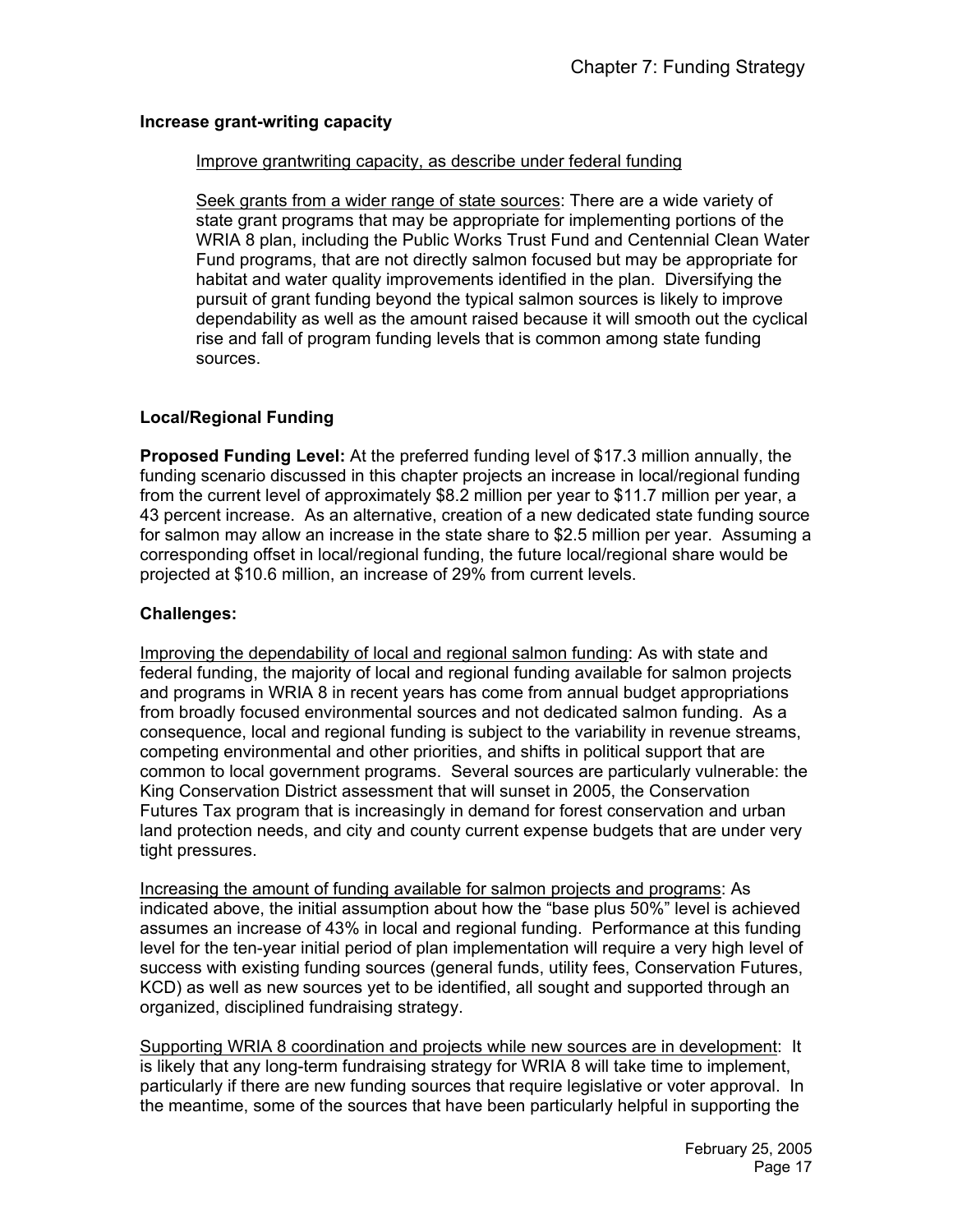**Increase grant-writing capacity**

> Improve grantwriting capacity, as describe under federal funding
>
> Seek grants from a wider range of state sources: There are a wide variety of state grant programs that may be appropriate for implementing portions of the WRIA 8 plan, including the Public Works Trust Fund and Centennial Clean Water Fund programs, that are not directly salmon focused but may be appropriate for habitat and water quality improvements identified in the plan. Diversifying the pursuit of grant funding beyond the typical salmon sources is likely to improve dependability as well as the amount raised because it will smooth out the cyclical rise and fall of program funding levels that is common among state funding sources.

**Local/Regional Funding**

**Proposed Funding Level:** At the preferred funding level of $17.3 million annually, the funding scenario discussed in this chapter projects an increase in local/regional funding from the current level of approximately $8.2 million per year to $11.7 million per year, a 43 percent increase. As an alternative, creation of a new dedicated state funding source for salmon may allow an increase in the state share to $2.5 million per year. Assuming a corresponding offset in local/regional funding, the future local/regional share would be projected at $10.6 million, an increase of 29% from current levels.

**Challenges:**

Improving the dependability of local and regional salmon funding: As with state and federal funding, the majority of local and regional funding available for salmon projects and programs in WRIA 8 in recent years has come from annual budget appropriations from broadly focused environmental sources and not dedicated salmon funding. As a consequence, local and regional funding is subject to the variability in revenue streams, competing environmental and other priorities, and shifts in political support that are common to local government programs. Several sources are particularly vulnerable: the King Conservation District assessment that will sunset in 2005, the Conservation Futures Tax program that is increasingly in demand for forest conservation and urban land protection needs, and city and county current expense budgets that are under very tight pressures.

Increasing the amount of funding available for salmon projects and programs: As indicated above, the initial assumption about how the "base plus 50%" level is achieved assumes an increase of 43% in local and regional funding. Performance at this funding level for the ten-year initial period of plan implementation will require a very high level of success with existing funding sources (general funds, utility fees, Conservation Futures, KCD) as well as new sources yet to be identified, all sought and supported through an organized, disciplined fundraising strategy.

Supporting WRIA 8 coordination and projects while new sources are in development: It is likely that any long-term fundraising strategy for WRIA 8 will take time to implement, particularly if there are new funding sources that require legislative or voter approval. In the meantime, some of the sources that have been particularly helpful in supporting the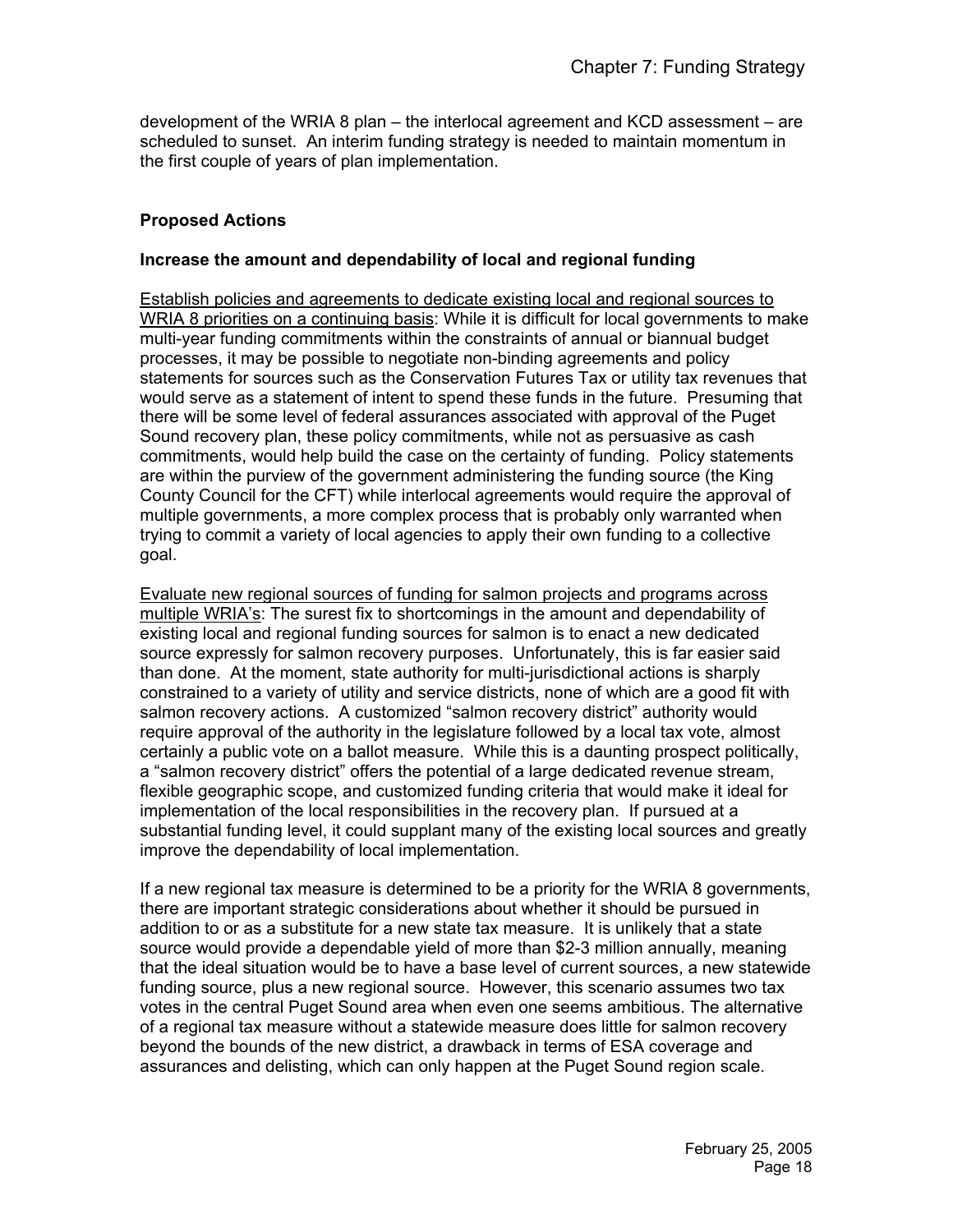development of the WRIA 8 plan – the interlocal agreement and KCD assessment – are scheduled to sunset. An interim funding strategy is needed to maintain momentum in the first couple of years of plan implementation.

### Proposed Actions

#### Increase the amount and dependability of local and regional funding

<u>Establish policies and agreements to dedicate existing local and regional sources to WRIA 8 priorities on a continuing basis</u>: While it is difficult for local governments to make multi-year funding commitments within the constraints of annual or biannual budget processes, it may be possible to negotiate non-binding agreements and policy statements for sources such as the Conservation Futures Tax or utility tax revenues that would serve as a statement of intent to spend these funds in the future. Presuming that there will be some level of federal assurances associated with approval of the Puget Sound recovery plan, these policy commitments, while not as persuasive as cash commitments, would help build the case on the certainty of funding. Policy statements are within the purview of the government administering the funding source (the King County Council for the CFT) while interlocal agreements would require the approval of multiple governments, a more complex process that is probably only warranted when trying to commit a variety of local agencies to apply their own funding to a collective goal.

<u>Evaluate new regional sources of funding for salmon projects and programs across multiple WRIA's</u>: The surest fix to shortcomings in the amount and dependability of existing local and regional funding sources for salmon is to enact a new dedicated source expressly for salmon recovery purposes. Unfortunately, this is far easier said than done. At the moment, state authority for multi-jurisdictional actions is sharply constrained to a variety of utility and service districts, none of which are a good fit with salmon recovery actions. A customized "salmon recovery district" authority would require approval of the authority in the legislature followed by a local tax vote, almost certainly a public vote on a ballot measure. While this is a daunting prospect politically, a "salmon recovery district" offers the potential of a large dedicated revenue stream, flexible geographic scope, and customized funding criteria that would make it ideal for implementation of the local responsibilities in the recovery plan. If pursued at a substantial funding level, it could supplant many of the existing local sources and greatly improve the dependability of local implementation.

If a new regional tax measure is determined to be a priority for the WRIA 8 governments, there are important strategic considerations about whether it should be pursued in addition to or as a substitute for a new state tax measure. It is unlikely that a state source would provide a dependable yield of more than $2-3 million annually, meaning that the ideal situation would be to have a base level of current sources, a new statewide funding source, plus a new regional source. However, this scenario assumes two tax votes in the central Puget Sound area when even one seems ambitious. The alternative of a regional tax measure without a statewide measure does little for salmon recovery beyond the bounds of the new district, a drawback in terms of ESA coverage and assurances and delisting, which can only happen at the Puget Sound region scale.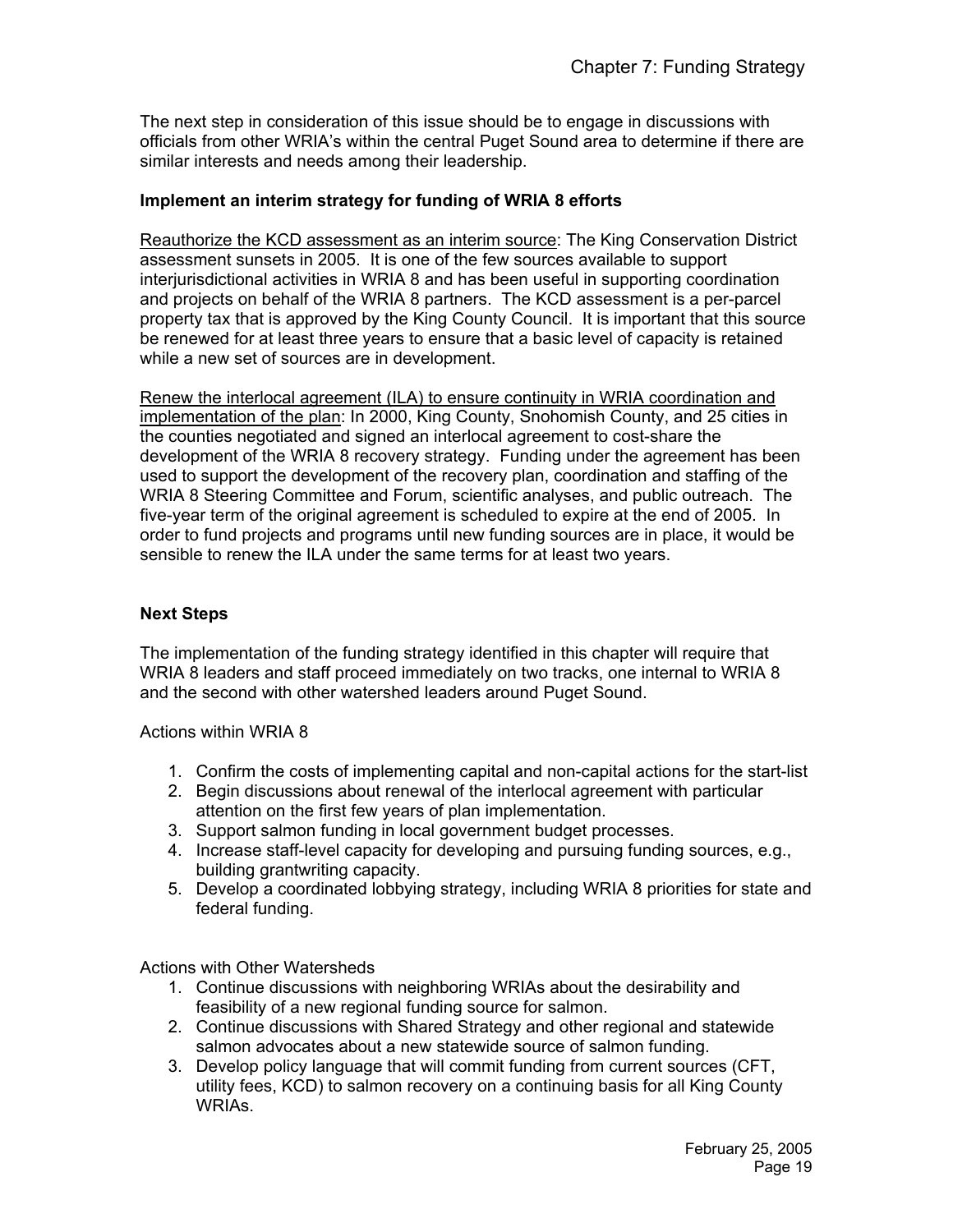The next step in consideration of this issue should be to engage in discussions with officials from other WRIA's within the central Puget Sound area to determine if there are similar interests and needs among their leadership.

**Implement an interim strategy for funding of WRIA 8 efforts**

<u>Reauthorize the KCD assessment as an interim source</u>: The King Conservation District assessment sunsets in 2005. It is one of the few sources available to support interjurisdictional activities in WRIA 8 and has been useful in supporting coordination and projects on behalf of the WRIA 8 partners. The KCD assessment is a per-parcel property tax that is approved by the King County Council. It is important that this source be renewed for at least three years to ensure that a basic level of capacity is retained while a new set of sources are in development.

<u>Renew the interlocal agreement (ILA) to ensure continuity in WRIA coordination and implementation of the plan</u>: In 2000, King County, Snohomish County, and 25 cities in the counties negotiated and signed an interlocal agreement to cost-share the development of the WRIA 8 recovery strategy. Funding under the agreement has been used to support the development of the recovery plan, coordination and staffing of the WRIA 8 Steering Committee and Forum, scientific analyses, and public outreach. The five-year term of the original agreement is scheduled to expire at the end of 2005. In order to fund projects and programs until new funding sources are in place, it would be sensible to renew the ILA under the same terms for at least two years.

**Next Steps**

The implementation of the funding strategy identified in this chapter will require that WRIA 8 leaders and staff proceed immediately on two tracks, one internal to WRIA 8 and the second with other watershed leaders around Puget Sound.

Actions within WRIA 8

1. Confirm the costs of implementing capital and non-capital actions for the start-list
2. Begin discussions about renewal of the interlocal agreement with particular attention on the first few years of plan implementation.
3. Support salmon funding in local government budget processes.
4. Increase staff-level capacity for developing and pursuing funding sources, e.g., building grantwriting capacity.
5. Develop a coordinated lobbying strategy, including WRIA 8 priorities for state and federal funding.

Actions with Other Watersheds

1. Continue discussions with neighboring WRIAs about the desirability and feasibility of a new regional funding source for salmon.
2. Continue discussions with Shared Strategy and other regional and statewide salmon advocates about a new statewide source of salmon funding.
3. Develop policy language that will commit funding from current sources (CFT, utility fees, KCD) to salmon recovery on a continuing basis for all King County WRIAs.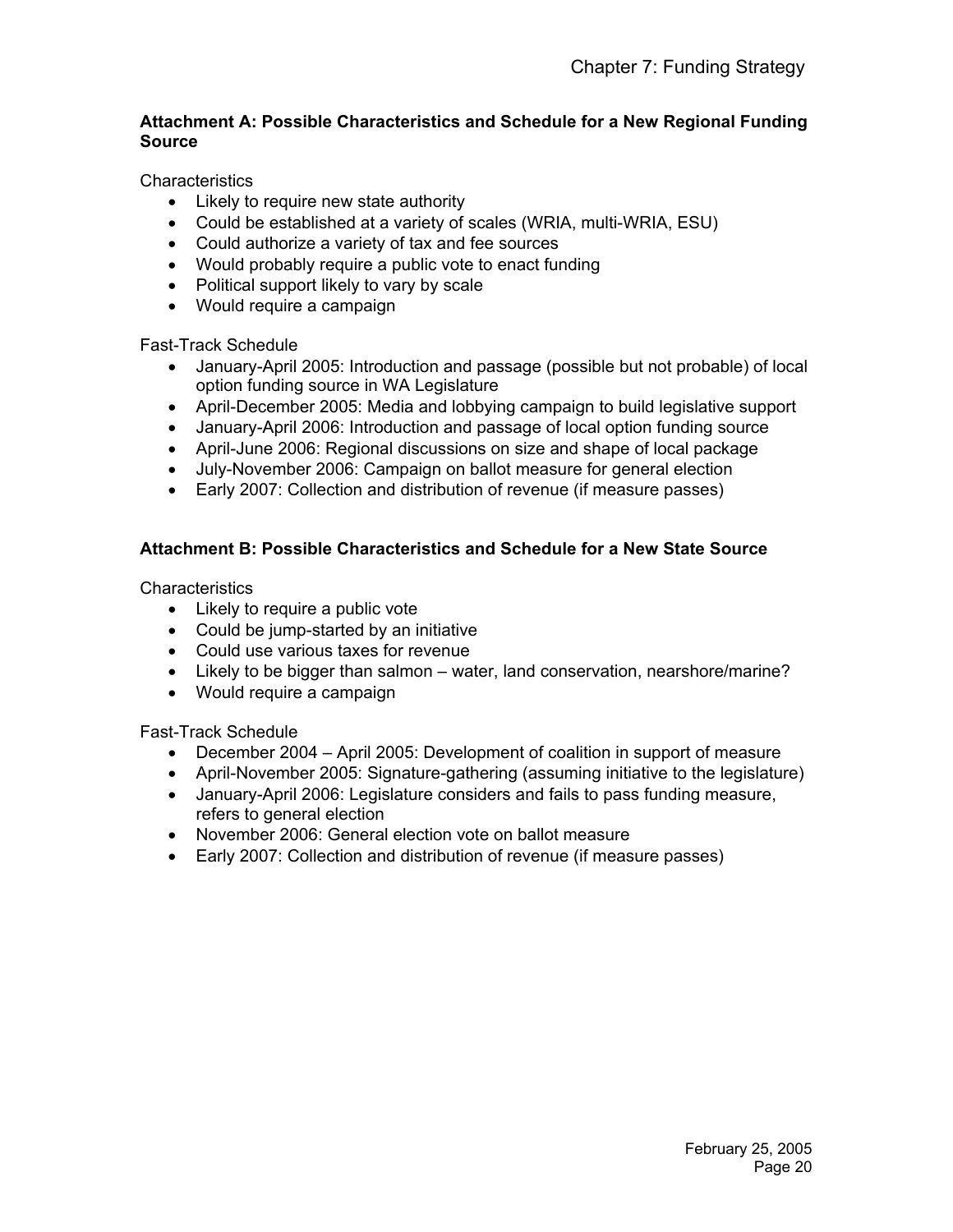### Attachment A: Possible Characteristics and Schedule for a New Regional Funding Source

Characteristics

- Likely to require new state authority
- Could be established at a variety of scales (WRIA, multi-WRIA, ESU)
- Could authorize a variety of tax and fee sources
- Would probably require a public vote to enact funding
- Political support likely to vary by scale
- Would require a campaign

Fast-Track Schedule

- January-April 2005: Introduction and passage (possible but not probable) of local option funding source in WA Legislature
- April-December 2005: Media and lobbying campaign to build legislative support
- January-April 2006: Introduction and passage of local option funding source
- April-June 2006: Regional discussions on size and shape of local package
- July-November 2006: Campaign on ballot measure for general election
- Early 2007: Collection and distribution of revenue (if measure passes)

### Attachment B: Possible Characteristics and Schedule for a New State Source

Characteristics

- Likely to require a public vote
- Could be jump-started by an initiative
- Could use various taxes for revenue
- Likely to be bigger than salmon – water, land conservation, nearshore/marine?
- Would require a campaign

Fast-Track Schedule

- December 2004 – April 2005: Development of coalition in support of measure
- April-November 2005: Signature-gathering (assuming initiative to the legislature)
- January-April 2006: Legislature considers and fails to pass funding measure, refers to general election
- November 2006: General election vote on ballot measure
- Early 2007: Collection and distribution of revenue (if measure passes)